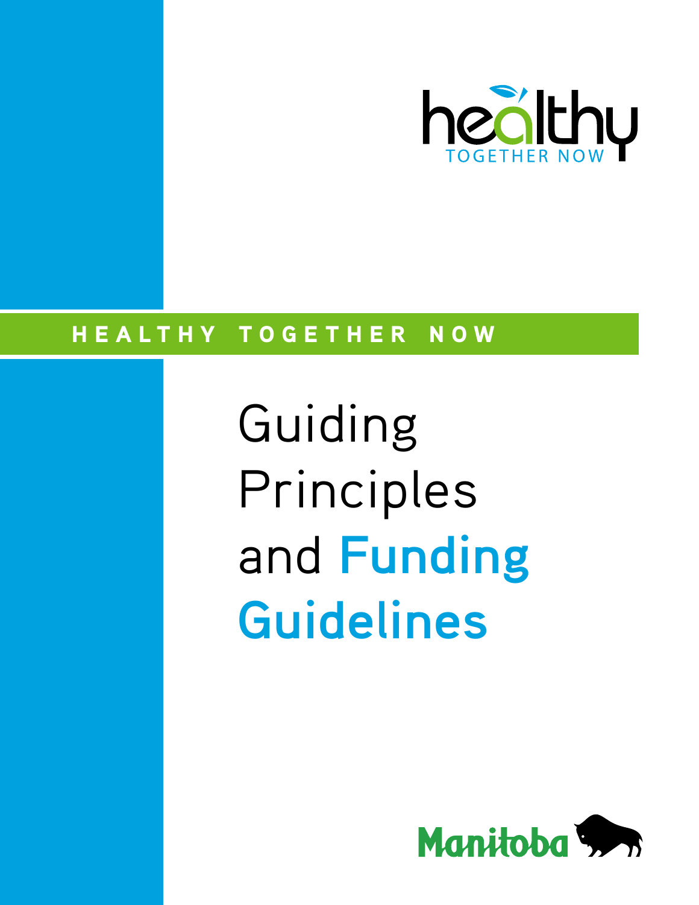healthy
TOGETHER NOW

HEALTHY TOGETHER NOW

# Guiding Principles and Funding Guidelines

Manitoba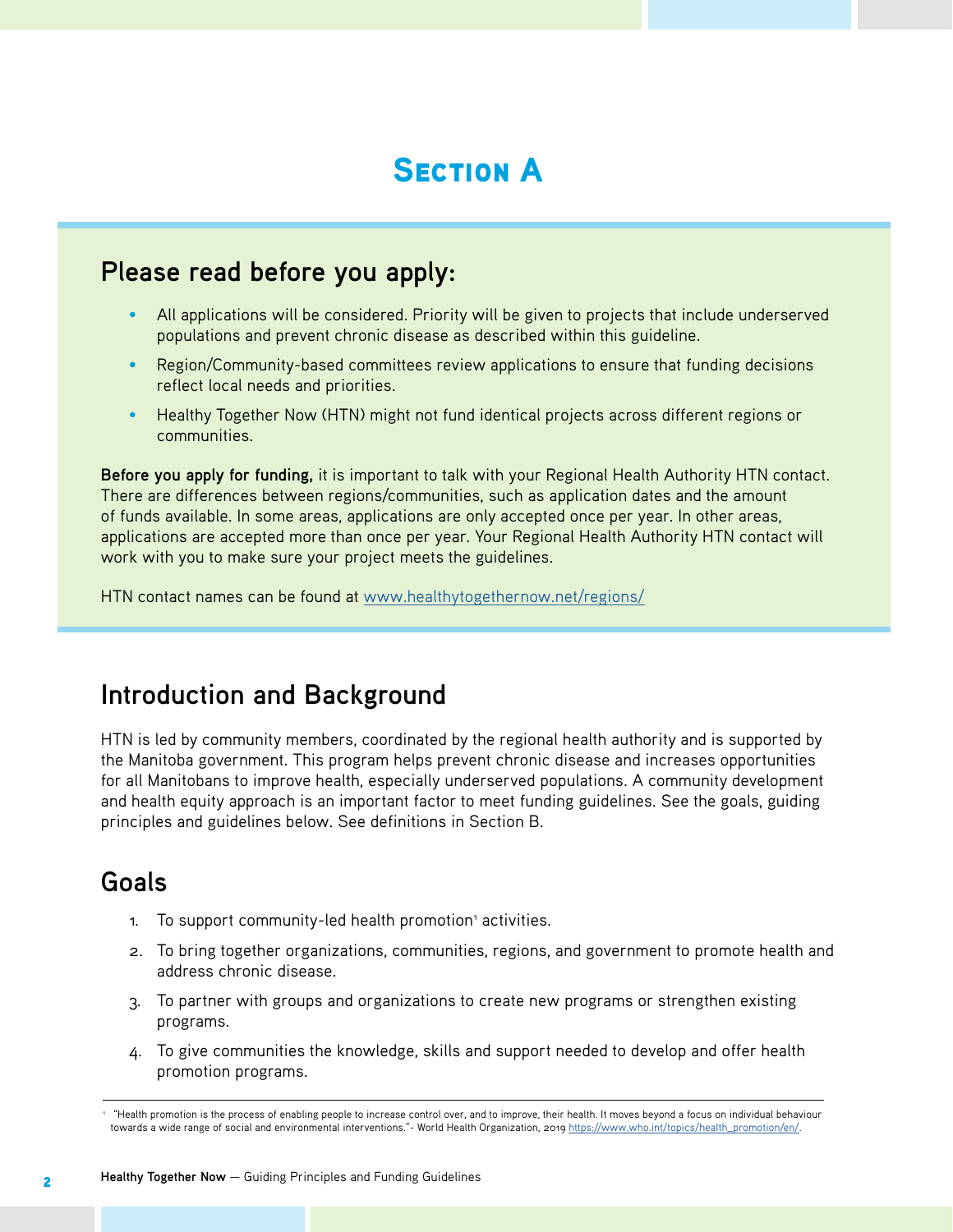# Section A

## Please read before you apply:

- All applications will be considered. Priority will be given to projects that include underserved populations and prevent chronic disease as described within this guideline.
- Region/Community-based committees review applications to ensure that funding decisions reflect local needs and priorities.
- Healthy Together Now (HTN) might not fund identical projects across different regions or communities.

**Before you apply for funding,** it is important to talk with your Regional Health Authority HTN contact. There are differences between regions/communities, such as application dates and the amount of funds available. In some areas, applications are only accepted once per year. In other areas, applications are accepted more than once per year. Your Regional Health Authority HTN contact will work with you to make sure your project meets the guidelines.

HTN contact names can be found at www.healthytogethernow.net/regions/

## Introduction and Background

HTN is led by community members, coordinated by the regional health authority and is supported by the Manitoba government. This program helps prevent chronic disease and increases opportunities for all Manitobans to improve health, especially underserved populations. A community development and health equity approach is an important factor to meet funding guidelines. See the goals, guiding principles and guidelines below. See definitions in Section B.

## Goals

1. To support community-led health promotion[1] activities.
2. To bring together organizations, communities, regions, and government to promote health and address chronic disease.
3. To partner with groups and organizations to create new programs or strengthen existing programs.
4. To give communities the knowledge, skills and support needed to develop and offer health promotion programs.

[1] "Health promotion is the process of enabling people to increase control over, and to improve, their health. It moves beyond a focus on individual behaviour towards a wide range of social and environmental interventions."- World Health Organization, 2019 https://www.who.int/topics/health_promotion/en/.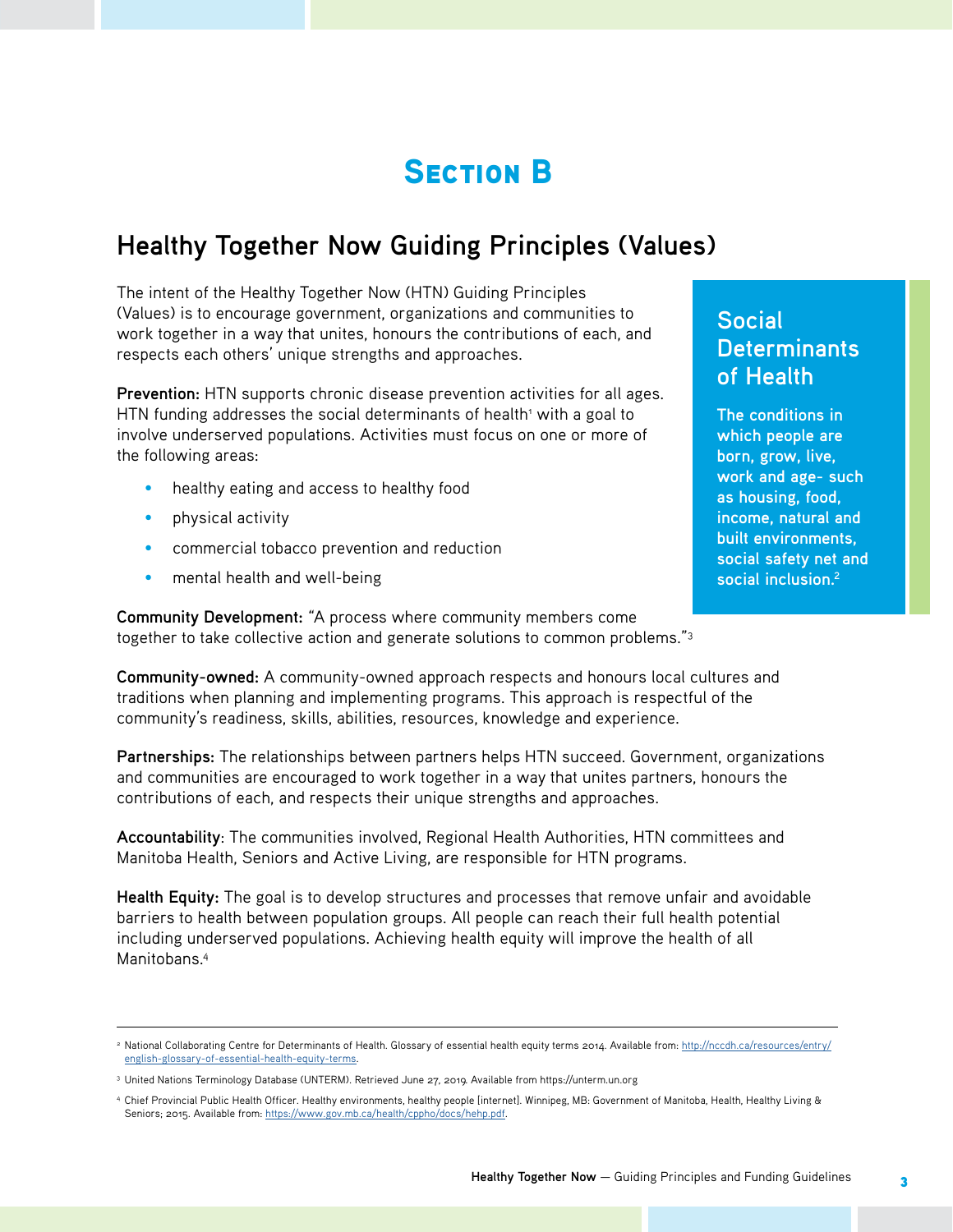# Section B

## Healthy Together Now Guiding Principles (Values)

The intent of the Healthy Together Now (HTN) Guiding Principles (Values) is to encourage government, organizations and communities to work together in a way that unites, honours the contributions of each, and respects each others' unique strengths and approaches.

**Prevention:** HTN supports chronic disease prevention activities for all ages. HTN funding addresses the social determinants of health[1] with a goal to involve underserved populations. Activities must focus on one or more of the following areas:

- healthy eating and access to healthy food
- physical activity
- commercial tobacco prevention and reduction
- mental health and well-being

### Social Determinants of Health

**The conditions in which people are born, grow, live, work and age- such as housing, food, income, natural and built environments, social safety net and social inclusion.[2]**

**Community Development:** "A process where community members come together to take collective action and generate solutions to common problems."[3]

**Community-owned:** A community-owned approach respects and honours local cultures and traditions when planning and implementing programs. This approach is respectful of the community's readiness, skills, abilities, resources, knowledge and experience.

**Partnerships:** The relationships between partners helps HTN succeed. Government, organizations and communities are encouraged to work together in a way that unites partners, honours the contributions of each, and respects their unique strengths and approaches.

**Accountability**: The communities involved, Regional Health Authorities, HTN committees and Manitoba Health, Seniors and Active Living, are responsible for HTN programs.

**Health Equity:** The goal is to develop structures and processes that remove unfair and avoidable barriers to health between population groups. All people can reach their full health potential including underserved populations. Achieving health equity will improve the health of all Manitobans.[4]

---

[2] National Collaborating Centre for Determinants of Health. Glossary of essential health equity terms 2014. Available from: http://nccdh.ca/resources/entry/english-glossary-of-essential-health-equity-terms.

[3] United Nations Terminology Database (UNTERM). Retrieved June 27, 2019. Available from https://unterm.un.org

[4] Chief Provincial Public Health Officer. Healthy environments, healthy people [internet]. Winnipeg, MB: Government of Manitoba, Health, Healthy Living & Seniors; 2015. Available from: https://www.gov.mb.ca/health/cppho/docs/hehp.pdf.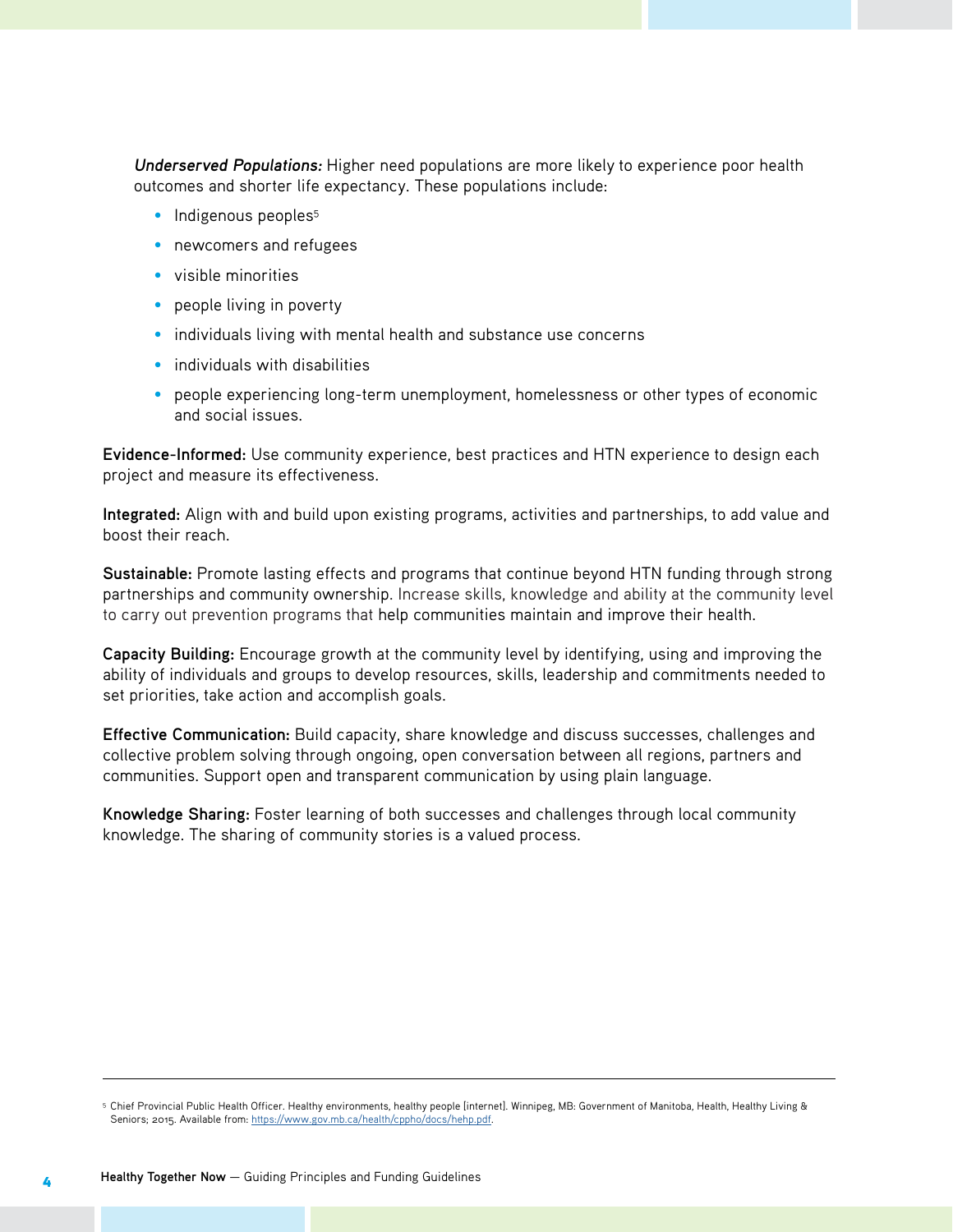***Underserved Populations:*** Higher need populations are more likely to experience poor health outcomes and shorter life expectancy. These populations include:

- Indigenous peoples[5]
- newcomers and refugees
- visible minorities
- people living in poverty
- individuals living with mental health and substance use concerns
- individuals with disabilities
- people experiencing long-term unemployment, homelessness or other types of economic and social issues.

**Evidence-Informed:** Use community experience, best practices and HTN experience to design each project and measure its effectiveness.

**Integrated:** Align with and build upon existing programs, activities and partnerships, to add value and boost their reach.

**Sustainable:** Promote lasting effects and programs that continue beyond HTN funding through strong partnerships and community ownership. Increase skills, knowledge and ability at the community level to carry out prevention programs that help communities maintain and improve their health.

**Capacity Building:** Encourage growth at the community level by identifying, using and improving the ability of individuals and groups to develop resources, skills, leadership and commitments needed to set priorities, take action and accomplish goals.

**Effective Communication:** Build capacity, share knowledge and discuss successes, challenges and collective problem solving through ongoing, open conversation between all regions, partners and communities. Support open and transparent communication by using plain language.

**Knowledge Sharing:** Foster learning of both successes and challenges through local community knowledge. The sharing of community stories is a valued process.

---

[5] Chief Provincial Public Health Officer. Healthy environments, healthy people [internet]. Winnipeg, MB: Government of Manitoba, Health, Healthy Living & Seniors; 2015. Available from: https://www.gov.mb.ca/health/cppho/docs/hehp.pdf.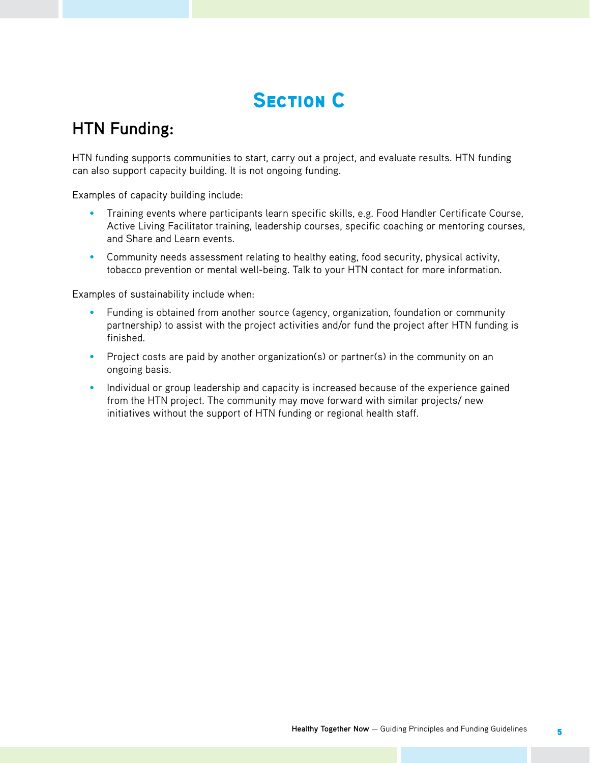# Section C

## HTN Funding:

HTN funding supports communities to start, carry out a project, and evaluate results. HTN funding can also support capacity building. It is not ongoing funding.

Examples of capacity building include:

- Training events where participants learn specific skills, e.g. Food Handler Certificate Course, Active Living Facilitator training, leadership courses, specific coaching or mentoring courses, and Share and Learn events.
- Community needs assessment relating to healthy eating, food security, physical activity, tobacco prevention or mental well-being. Talk to your HTN contact for more information.

Examples of sustainability include when:

- Funding is obtained from another source (agency, organization, foundation or community partnership) to assist with the project activities and/or fund the project after HTN funding is finished.
- Project costs are paid by another organization(s) or partner(s) in the community on an ongoing basis.
- Individual or group leadership and capacity is increased because of the experience gained from the HTN project. The community may move forward with similar projects/ new initiatives without the support of HTN funding or regional health staff.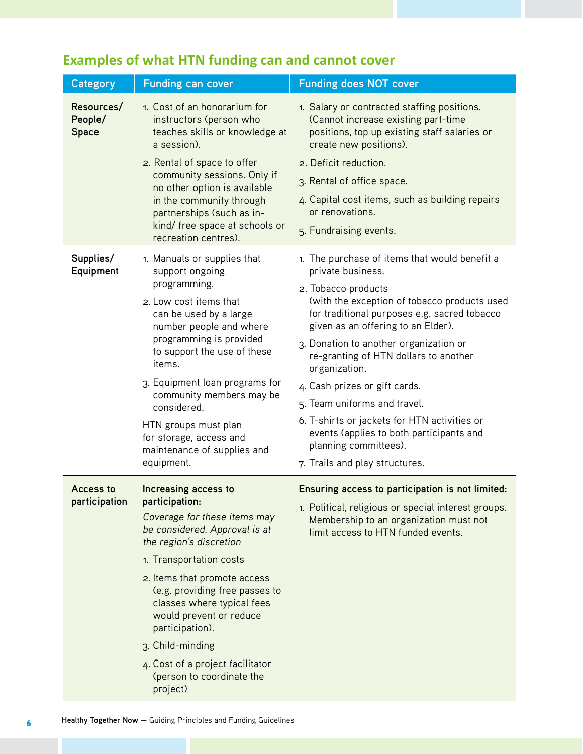## Examples of what HTN funding can and cannot cover

| Category | Funding can cover | Funding does NOT cover |
| --- | --- | --- |
| **Resources/ People/ Space** | 1. Cost of an honorarium for instructors (person who teaches skills or knowledge at a session).<br>2. Rental of space to offer community sessions. Only if no other option is available in the community through partnerships (such as in-kind/ free space at schools or recreation centres). | 1. Salary or contracted staffing positions. (Cannot increase existing part-time positions, top up existing staff salaries or create new positions).<br>2. Deficit reduction.<br>3. Rental of office space.<br>4. Capital cost items, such as building repairs or renovations.<br>5. Fundraising events. |
| **Supplies/ Equipment** | 1. Manuals or supplies that support ongoing programming.<br>2. Low cost items that can be used by a large number people and where programming is provided to support the use of these items.<br>3. Equipment loan programs for community members may be considered.<br>HTN groups must plan for storage, access and maintenance of supplies and equipment. | 1. The purchase of items that would benefit a private business.<br>2. Tobacco products (with the exception of tobacco products used for traditional purposes e.g. sacred tobacco given as an offering to an Elder).<br>3. Donation to another organization or re-granting of HTN dollars to another organization.<br>4. Cash prizes or gift cards.<br>5. Team uniforms and travel.<br>6. T-shirts or jackets for HTN activities or events (applies to both participants and planning committees).<br>7. Trails and play structures. |
| **Access to participation** | **Increasing access to participation:**<br>*Coverage for these items may be considered. Approval is at the region's discretion*<br>1. Transportation costs<br>2. Items that promote access (e.g. providing free passes to classes where typical fees would prevent or reduce participation).<br>3. Child-minding<br>4. Cost of a project facilitator (person to coordinate the project) | **Ensuring access to participation is not limited:**<br>1. Political, religious or special interest groups. Membership to an organization must not limit access to HTN funded events. |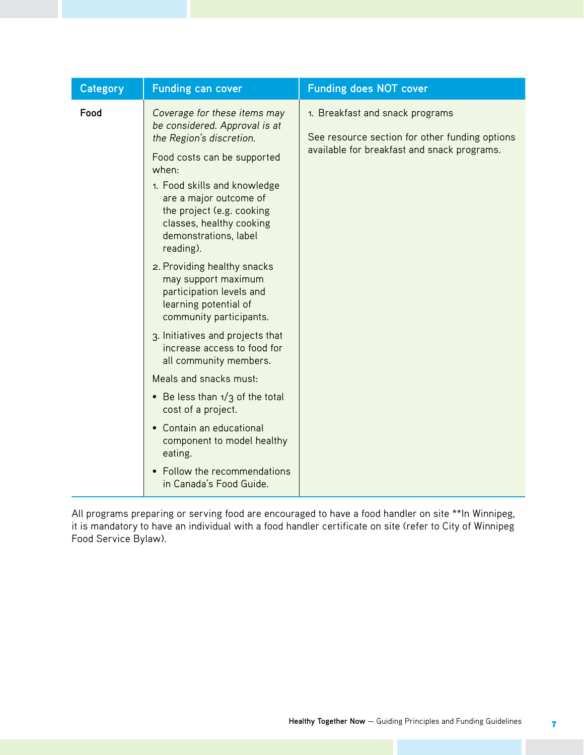| Category | Funding can cover | Funding does NOT cover |
| --- | --- | --- |
| **Food** | *Coverage for these items may be considered. Approval is at the Region's discretion.*<br><br>Food costs can be supported when:<br>1. Food skills and knowledge are a major outcome of the project (e.g. cooking classes, healthy cooking demonstrations, label reading).<br>2. Providing healthy snacks may support maximum participation levels and learning potential of community participants.<br>3. Initiatives and projects that increase access to food for all community members.<br><br>Meals and snacks must:<br>• Be less than 1/3 of the total cost of a project.<br>• Contain an educational component to model healthy eating.<br>• Follow the recommendations in Canada's Food Guide. | 1. Breakfast and snack programs<br><br>See resource section for other funding options available for breakfast and snack programs. |

All programs preparing or serving food are encouraged to have a food handler on site **In Winnipeg, it is mandatory to have an individual with a food handler certificate on site (refer to City of Winnipeg Food Service Bylaw).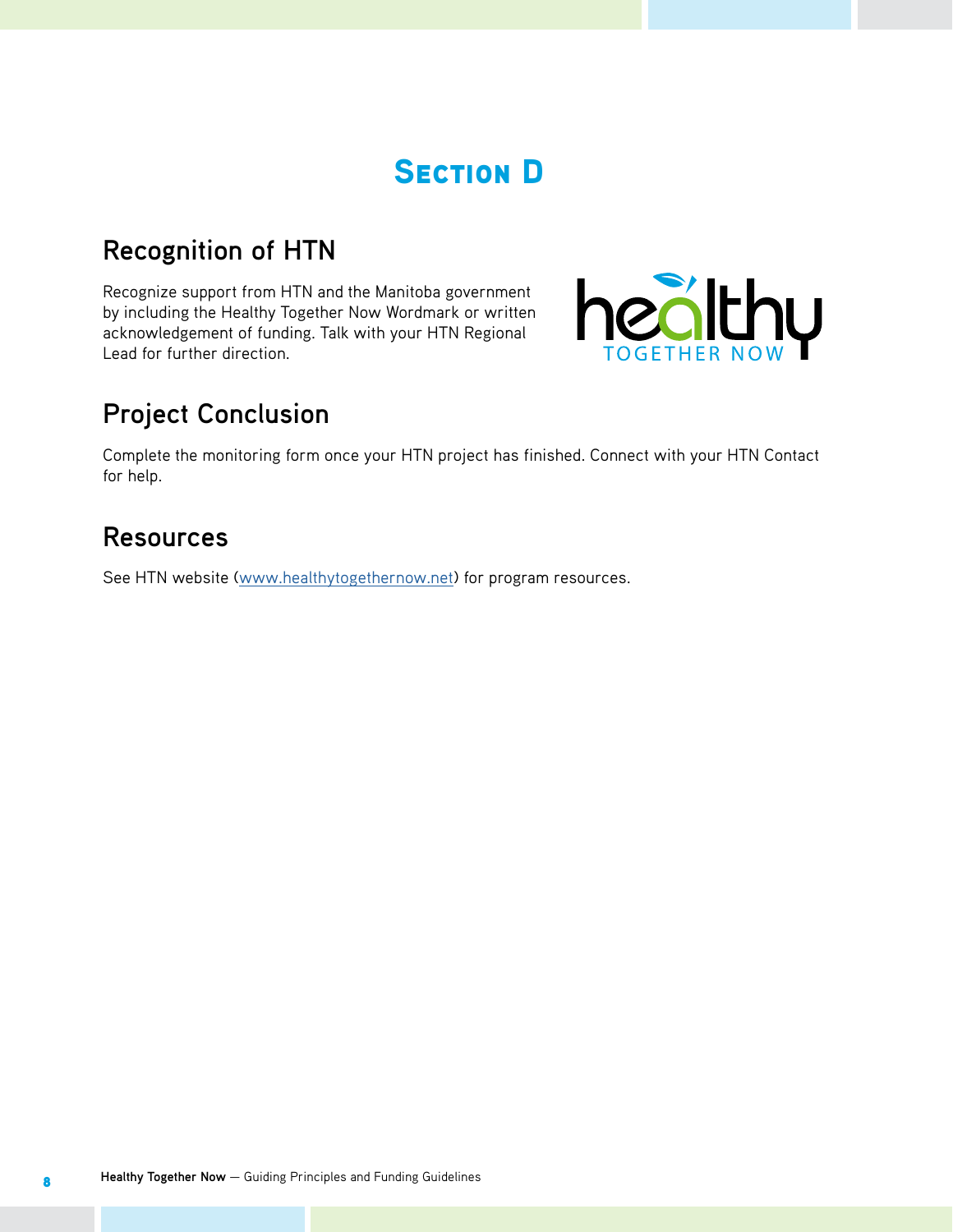# Section D

## Recognition of HTN

Recognize support from HTN and the Manitoba government by including the Healthy Together Now Wordmark or written acknowledgement of funding. Talk with your HTN Regional Lead for further direction.

## Project Conclusion

Complete the monitoring form once your HTN project has finished. Connect with your HTN Contact for help.

## Resources

See HTN website (www.healthytogethernow.net) for program resources.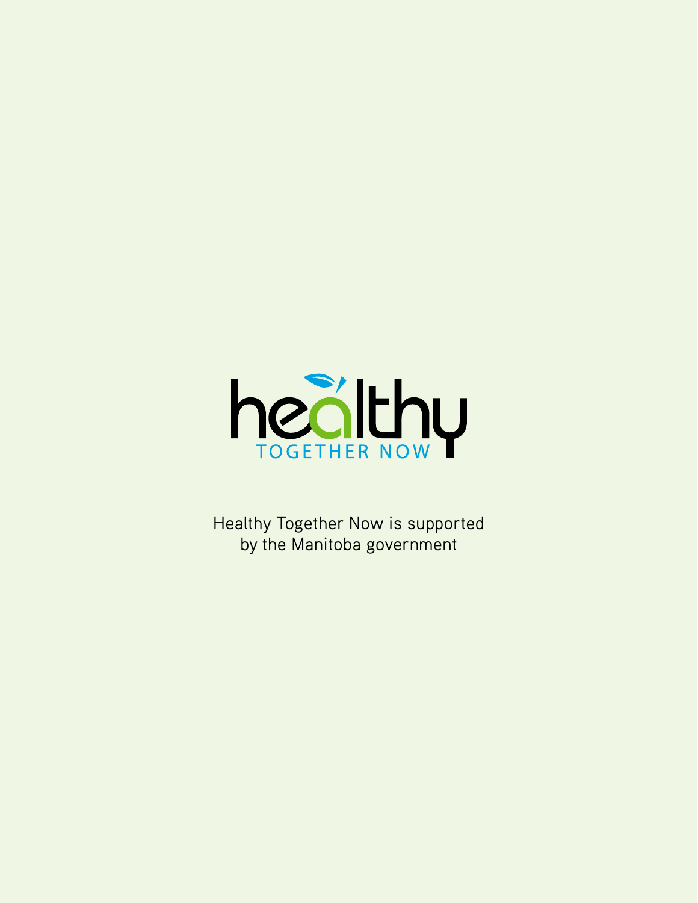healthy TOGETHER NOW

Healthy Together Now is supported by the Manitoba government